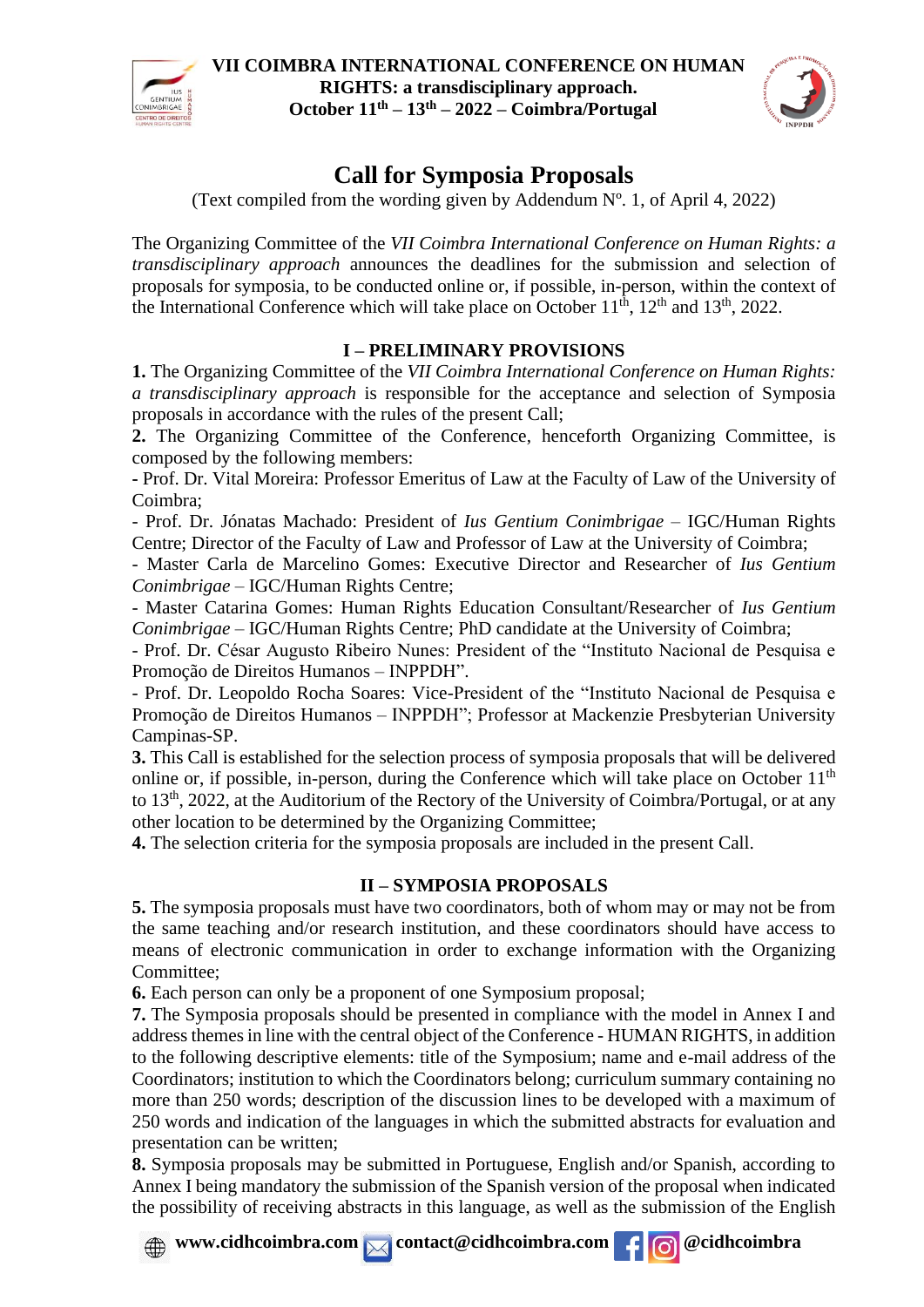# Call for Symposia Proposals

(Text compiled from the wording given by Addendum Nº. 1, of April 4, 2022)

The Organizing Committee of the *VII Coimbra International Conference on Human Rights: a transdisciplinary approach* announces the deadlines for the submission and selection of proposals for symposia, to be conducted online or, if possible, in-person, within the context of the International Conference which will take place on October 11th, 12th and 13th, 2022.

## I – PRELIMINARY PROVISIONS

**1.** The Organizing Committee of the *VII Coimbra International Conference on Human Rights: a transdisciplinary approach* is responsible for the acceptance and selection of Symposia proposals in accordance with the rules of the present Call;

**2.** The Organizing Committee of the Conference, henceforth Organizing Committee, is composed by the following members:

- Prof. Dr. Vital Moreira: Professor Emeritus of Law at the Faculty of Law of the University of Coimbra;
- Prof. Dr. Jónatas Machado: President of *Ius Gentium Conimbrigae* – IGC/Human Rights Centre; Director of the Faculty of Law and Professor of Law at the University of Coimbra;
- Master Carla de Marcelino Gomes: Executive Director and Researcher of *Ius Gentium Conimbrigae* – IGC/Human Rights Centre;
- Master Catarina Gomes: Human Rights Education Consultant/Researcher of *Ius Gentium Conimbrigae* – IGC/Human Rights Centre; PhD candidate at the University of Coimbra;
- Prof. Dr. César Augusto Ribeiro Nunes: President of the "Instituto Nacional de Pesquisa e Promoção de Direitos Humanos – INPPDH".
- Prof. Dr. Leopoldo Rocha Soares: Vice-President of the "Instituto Nacional de Pesquisa e Promoção de Direitos Humanos – INPPDH"; Professor at Mackenzie Presbyterian University Campinas-SP.

**3.** This Call is established for the selection process of symposia proposals that will be delivered online or, if possible, in-person, during the Conference which will take place on October 11th to 13th, 2022, at the Auditorium of the Rectory of the University of Coimbra/Portugal, or at any other location to be determined by the Organizing Committee;

**4.** The selection criteria for the symposia proposals are included in the present Call.

## II – SYMPOSIA PROPOSALS

**5.** The symposia proposals must have two coordinators, both of whom may or may not be from the same teaching and/or research institution, and these coordinators should have access to means of electronic communication in order to exchange information with the Organizing Committee;

**6.** Each person can only be a proponent of one Symposium proposal;

**7.** The Symposia proposals should be presented in compliance with the model in Annex I and address themes in line with the central object of the Conference - HUMAN RIGHTS, in addition to the following descriptive elements: title of the Symposium; name and e-mail address of the Coordinators; institution to which the Coordinators belong; curriculum summary containing no more than 250 words; description of the discussion lines to be developed with a maximum of 250 words and indication of the languages in which the submitted abstracts for evaluation and presentation can be written;

**8.** Symposia proposals may be submitted in Portuguese, English and/or Spanish, according to Annex I being mandatory the submission of the Spanish version of the proposal when indicated the possibility of receiving abstracts in this language, as well as the submission of the English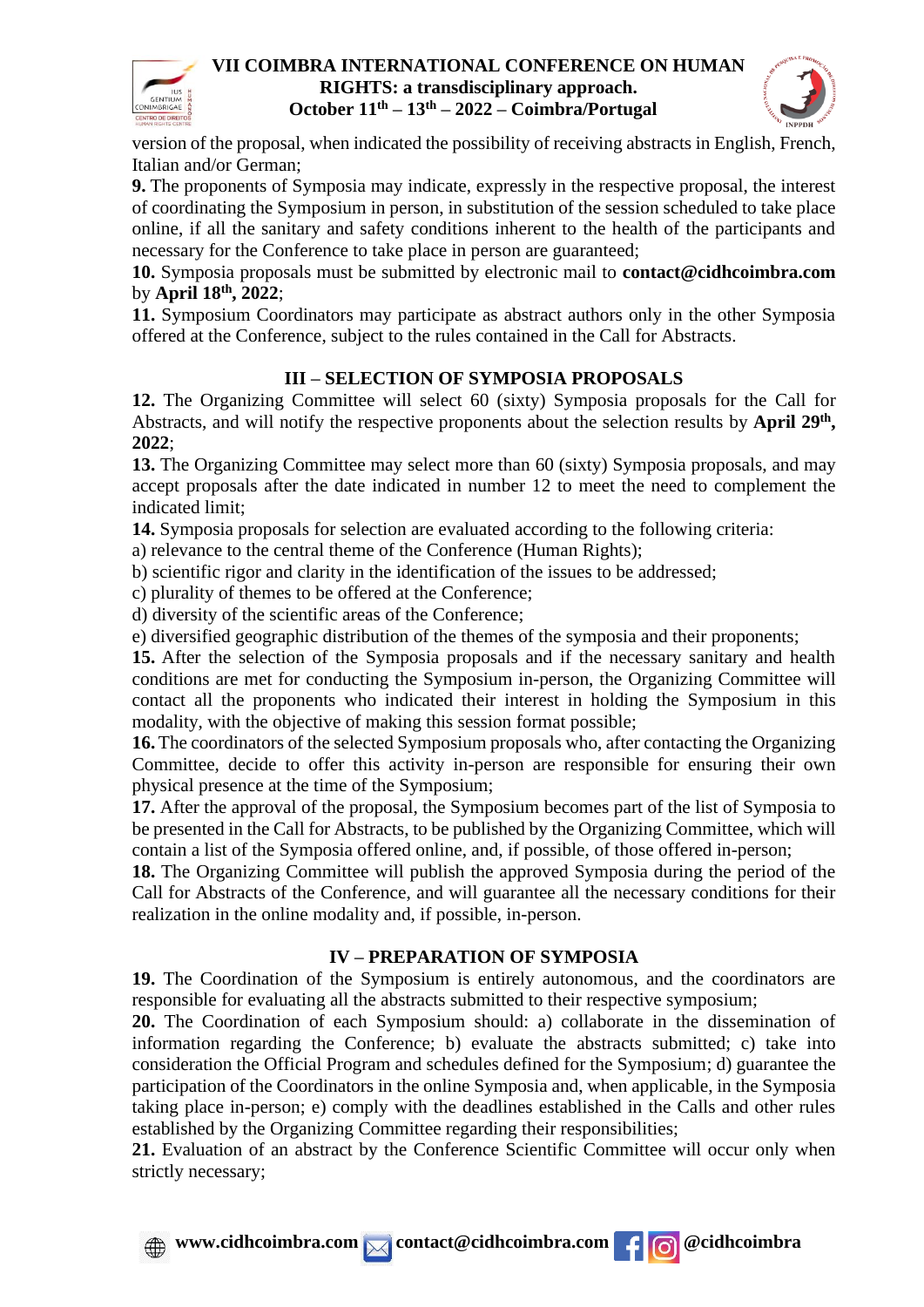version of the proposal, when indicated the possibility of receiving abstracts in English, French, Italian and/or German;

**9.** The proponents of Symposia may indicate, expressly in the respective proposal, the interest of coordinating the Symposium in person, in substitution of the session scheduled to take place online, if all the sanitary and safety conditions inherent to the health of the participants and necessary for the Conference to take place in person are guaranteed;

**10.** Symposia proposals must be submitted by electronic mail to **contact@cidhcoimbra.com** by **April 18th, 2022**;

**11.** Symposium Coordinators may participate as abstract authors only in the other Symposia offered at the Conference, subject to the rules contained in the Call for Abstracts.

## III – SELECTION OF SYMPOSIA PROPOSALS

**12.** The Organizing Committee will select 60 (sixty) Symposia proposals for the Call for Abstracts, and will notify the respective proponents about the selection results by **April 29th, 2022**;

**13.** The Organizing Committee may select more than 60 (sixty) Symposia proposals, and may accept proposals after the date indicated in number 12 to meet the need to complement the indicated limit;

**14.** Symposia proposals for selection are evaluated according to the following criteria:

a) relevance to the central theme of the Conference (Human Rights);

b) scientific rigor and clarity in the identification of the issues to be addressed;

c) plurality of themes to be offered at the Conference;

d) diversity of the scientific areas of the Conference;

e) diversified geographic distribution of the themes of the symposia and their proponents;

**15.** After the selection of the Symposia proposals and if the necessary sanitary and health conditions are met for conducting the Symposium in-person, the Organizing Committee will contact all the proponents who indicated their interest in holding the Symposium in this modality, with the objective of making this session format possible;

**16.** The coordinators of the selected Symposium proposals who, after contacting the Organizing Committee, decide to offer this activity in-person are responsible for ensuring their own physical presence at the time of the Symposium;

**17.** After the approval of the proposal, the Symposium becomes part of the list of Symposia to be presented in the Call for Abstracts, to be published by the Organizing Committee, which will contain a list of the Symposia offered online, and, if possible, of those offered in-person;

**18.** The Organizing Committee will publish the approved Symposia during the period of the Call for Abstracts of the Conference, and will guarantee all the necessary conditions for their realization in the online modality and, if possible, in-person.

## IV – PREPARATION OF SYMPOSIA

**19.** The Coordination of the Symposium is entirely autonomous, and the coordinators are responsible for evaluating all the abstracts submitted to their respective symposium;

**20.** The Coordination of each Symposium should: a) collaborate in the dissemination of information regarding the Conference; b) evaluate the abstracts submitted; c) take into consideration the Official Program and schedules defined for the Symposium; d) guarantee the participation of the Coordinators in the online Symposia and, when applicable, in the Symposia taking place in-person; e) comply with the deadlines established in the Calls and other rules established by the Organizing Committee regarding their responsibilities;

**21.** Evaluation of an abstract by the Conference Scientific Committee will occur only when strictly necessary;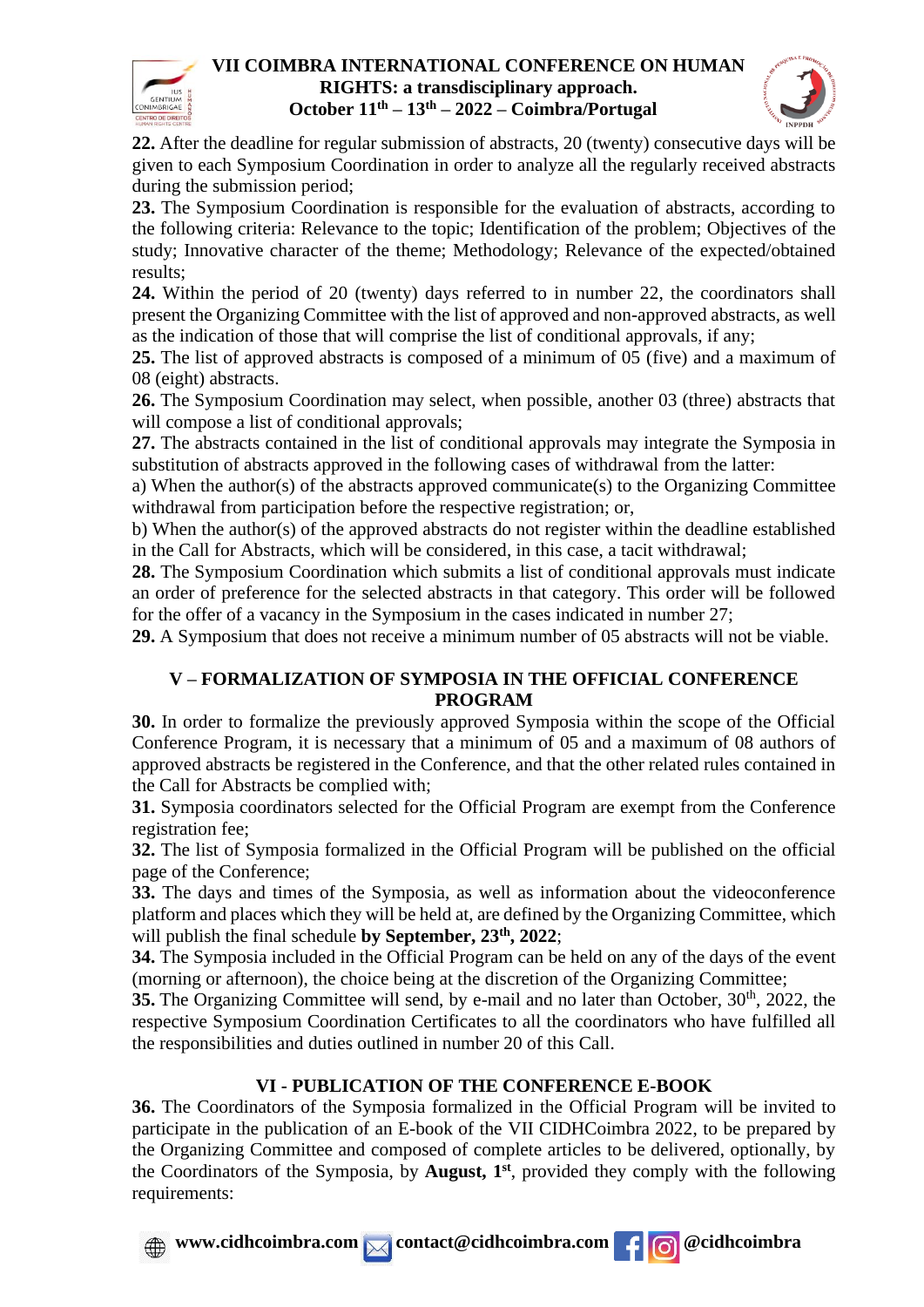**22.** After the deadline for regular submission of abstracts, 20 (twenty) consecutive days will be given to each Symposium Coordination in order to analyze all the regularly received abstracts during the submission period;

**23.** The Symposium Coordination is responsible for the evaluation of abstracts, according to the following criteria: Relevance to the topic; Identification of the problem; Objectives of the study; Innovative character of the theme; Methodology; Relevance of the expected/obtained results;

**24.** Within the period of 20 (twenty) days referred to in number 22, the coordinators shall present the Organizing Committee with the list of approved and non-approved abstracts, as well as the indication of those that will comprise the list of conditional approvals, if any;

**25.** The list of approved abstracts is composed of a minimum of 05 (five) and a maximum of 08 (eight) abstracts.

**26.** The Symposium Coordination may select, when possible, another 03 (three) abstracts that will compose a list of conditional approvals;

**27.** The abstracts contained in the list of conditional approvals may integrate the Symposia in substitution of abstracts approved in the following cases of withdrawal from the latter:

a) When the author(s) of the abstracts approved communicate(s) to the Organizing Committee withdrawal from participation before the respective registration; or,

b) When the author(s) of the approved abstracts do not register within the deadline established in the Call for Abstracts, which will be considered, in this case, a tacit withdrawal;

**28.** The Symposium Coordination which submits a list of conditional approvals must indicate an order of preference for the selected abstracts in that category. This order will be followed for the offer of a vacancy in the Symposium in the cases indicated in number 27;

**29.** A Symposium that does not receive a minimum number of 05 abstracts will not be viable.

## V – FORMALIZATION OF SYMPOSIA IN THE OFFICIAL CONFERENCE PROGRAM

**30.** In order to formalize the previously approved Symposia within the scope of the Official Conference Program, it is necessary that a minimum of 05 and a maximum of 08 authors of approved abstracts be registered in the Conference, and that the other related rules contained in the Call for Abstracts be complied with;

**31.** Symposia coordinators selected for the Official Program are exempt from the Conference registration fee;

**32.** The list of Symposia formalized in the Official Program will be published on the official page of the Conference;

**33.** The days and times of the Symposia, as well as information about the videoconference platform and places which they will be held at, are defined by the Organizing Committee, which will publish the final schedule **by September, 23th, 2022**;

**34.** The Symposia included in the Official Program can be held on any of the days of the event (morning or afternoon), the choice being at the discretion of the Organizing Committee;

**35.** The Organizing Committee will send, by e-mail and no later than October, 30th, 2022, the respective Symposium Coordination Certificates to all the coordinators who have fulfilled all the responsibilities and duties outlined in number 20 of this Call.

## VI - PUBLICATION OF THE CONFERENCE E-BOOK

**36.** The Coordinators of the Symposia formalized in the Official Program will be invited to participate in the publication of an E-book of the VII CIDHCoimbra 2022, to be prepared by the Organizing Committee and composed of complete articles to be delivered, optionally, by the Coordinators of the Symposia, by **August, 1st**, provided they comply with the following requirements: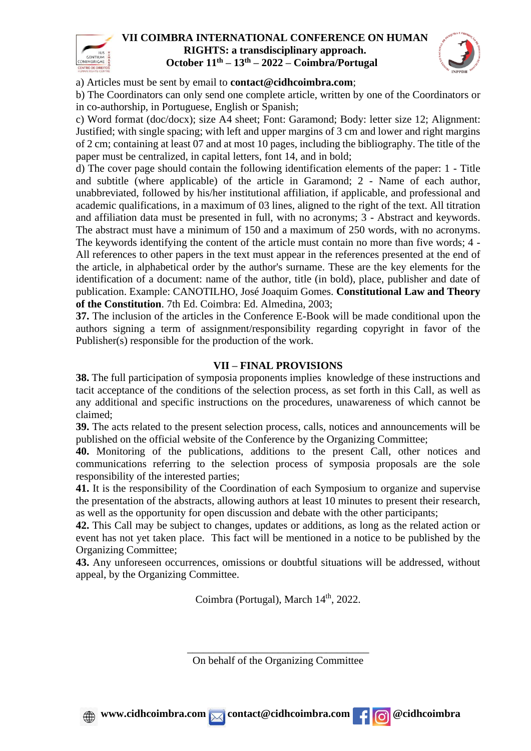a) Articles must be sent by email to **contact@cidhcoimbra.com**;

b) The Coordinators can only send one complete article, written by one of the Coordinators or in co-authorship, in Portuguese, English or Spanish;

c) Word format (doc/docx); size A4 sheet; Font: Garamond; Body: letter size 12; Alignment: Justified; with single spacing; with left and upper margins of 3 cm and lower and right margins of 2 cm; containing at least 07 and at most 10 pages, including the bibliography. The title of the paper must be centralized, in capital letters, font 14, and in bold;

d) The cover page should contain the following identification elements of the paper: 1 - Title and subtitle (where applicable) of the article in Garamond; 2 - Name of each author, unabbreviated, followed by his/her institutional affiliation, if applicable, and professional and academic qualifications, in a maximum of 03 lines, aligned to the right of the text. All titration and affiliation data must be presented in full, with no acronyms; 3 - Abstract and keywords. The abstract must have a minimum of 150 and a maximum of 250 words, with no acronyms. The keywords identifying the content of the article must contain no more than five words; 4 - All references to other papers in the text must appear in the references presented at the end of the article, in alphabetical order by the author's surname. These are the key elements for the identification of a document: name of the author, title (in bold), place, publisher and date of publication. Example: CANOTILHO, José Joaquim Gomes. **Constitutional Law and Theory of the Constitution**. 7th Ed. Coimbra: Ed. Almedina, 2003;

**37.** The inclusion of the articles in the Conference E-Book will be made conditional upon the authors signing a term of assignment/responsibility regarding copyright in favor of the Publisher(s) responsible for the production of the work.

## VII – FINAL PROVISIONS

**38.** The full participation of symposia proponents implies knowledge of these instructions and tacit acceptance of the conditions of the selection process, as set forth in this Call, as well as any additional and specific instructions on the procedures, unawareness of which cannot be claimed;

**39.** The acts related to the present selection process, calls, notices and announcements will be published on the official website of the Conference by the Organizing Committee;

**40.** Monitoring of the publications, additions to the present Call, other notices and communications referring to the selection process of symposia proposals are the sole responsibility of the interested parties;

**41.** It is the responsibility of the Coordination of each Symposium to organize and supervise the presentation of the abstracts, allowing authors at least 10 minutes to present their research, as well as the opportunity for open discussion and debate with the other participants;

**42.** This Call may be subject to changes, updates or additions, as long as the related action or event has not yet taken place. This fact will be mentioned in a notice to be published by the Organizing Committee;

**43.** Any unforeseen occurrences, omissions or doubtful situations will be addressed, without appeal, by the Organizing Committee.

Coimbra (Portugal), March 14th, 2022.

\_\_\_\_\_\_\_\_\_\_\_\_\_\_\_\_\_\_\_\_\_\_\_\_\_\_\_\_\_\_\_\_

On behalf of the Organizing Committee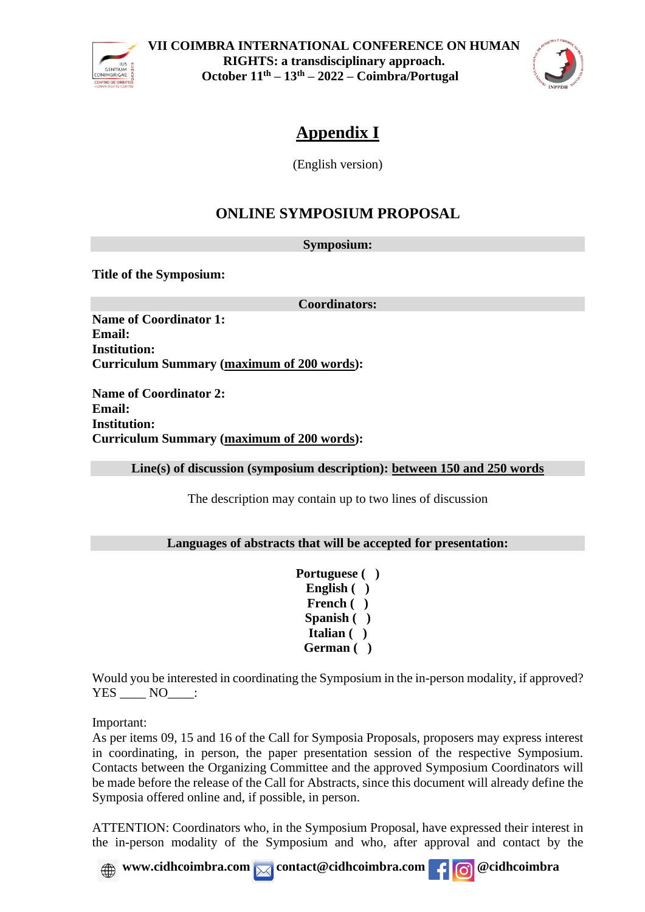# Appendix I

(English version)

## ONLINE SYMPOSIUM PROPOSAL

**Symposium:**

**Title of the Symposium:**

**Coordinators:**

**Name of Coordinator 1:**
**Email:**
**Institution:**
**Curriculum Summary (maximum of 200 words):**

**Name of Coordinator 2:**
**Email:**
**Institution:**
**Curriculum Summary (maximum of 200 words):**

**Line(s) of discussion (symposium description): between 150 and 250 words**

The description may contain up to two lines of discussion

**Languages of abstracts that will be accepted for presentation:**

**Portuguese ( )**
**English ( )**
**French ( )**
**Spanish ( )**
**Italian ( )**
**German ( )**

Would you be interested in coordinating the Symposium in the in-person modality, if approved? YES ____ NO____:

Important:
As per items 09, 15 and 16 of the Call for Symposia Proposals, proposers may express interest in coordinating, in person, the paper presentation session of the respective Symposium. Contacts between the Organizing Committee and the approved Symposium Coordinators will be made before the release of the Call for Abstracts, since this document will already define the Symposia offered online and, if possible, in person.

ATTENTION: Coordinators who, in the Symposium Proposal, have expressed their interest in the in-person modality of the Symposium and who, after approval and contact by the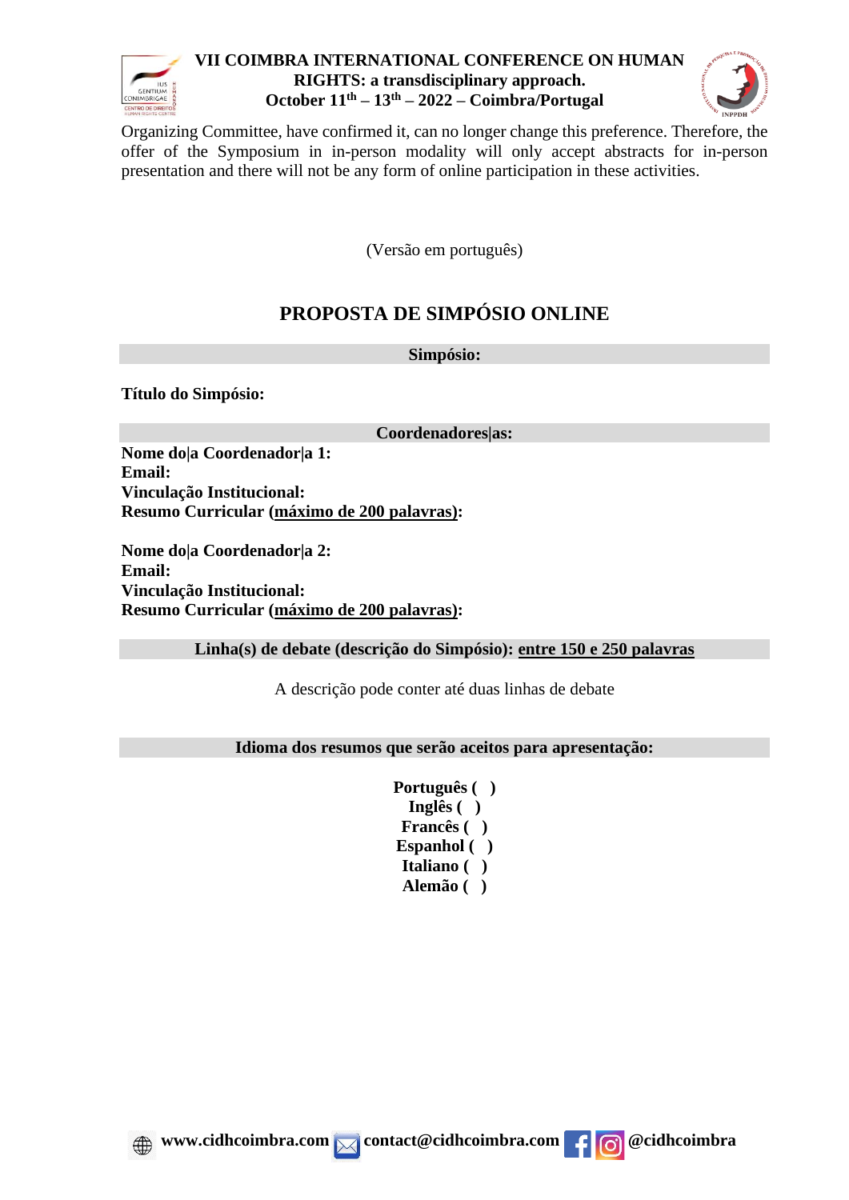Organizing Committee, have confirmed it, can no longer change this preference. Therefore, the offer of the Symposium in in-person modality will only accept abstracts for in-person presentation and there will not be any form of online participation in these activities.

(Versão em português)

## PROPOSTA DE SIMPÓSIO ONLINE

**Simpósio:**

**Título do Simpósio:**

**Coordenadores|as:**

**Nome do|a Coordenador|a 1:**
**Email:**
**Vinculação Institucional:**
**Resumo Curricular (máximo de 200 palavras):**

**Nome do|a Coordenador|a 2:**
**Email:**
**Vinculação Institucional:**
**Resumo Curricular (máximo de 200 palavras):**

**Linha(s) de debate (descrição do Simpósio): entre 150 e 250 palavras**

A descrição pode conter até duas linhas de debate

**Idioma dos resumos que serão aceitos para apresentação:**

**Português ( )**
**Inglês ( )**
**Francês ( )**
**Espanhol ( )**
**Italiano ( )**
**Alemão ( )**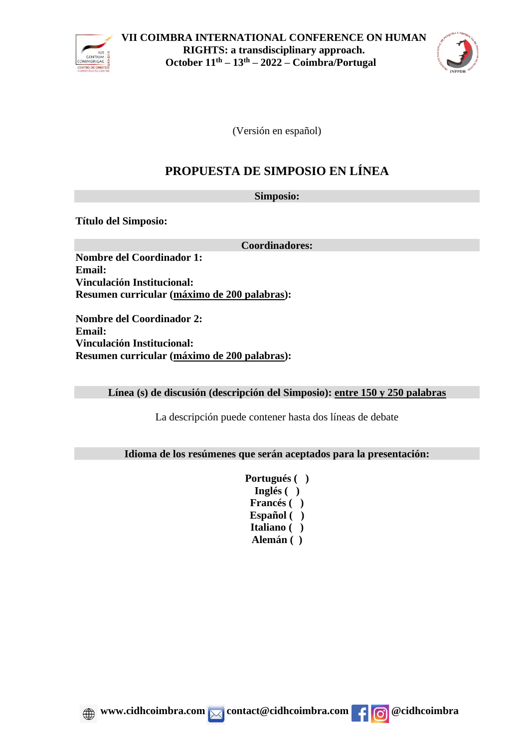(Versión en español)

# PROPUESTA DE SIMPOSIO EN LÍNEA

**Simposio:**

**Título del Simposio:**

**Coordinadores:**

**Nombre del Coordinador 1:**
**Email:**
**Vinculación Institucional:**
**Resumen curricular (máximo de 200 palabras):**

**Nombre del Coordinador 2:**
**Email:**
**Vinculación Institucional:**
**Resumen curricular (máximo de 200 palabras):**

**Línea (s) de discusión (descripción del Simposio): entre 150 y 250 palabras**

La descripción puede contener hasta dos líneas de debate

**Idioma de los resúmenes que serán aceptados para la presentación:**

**Portugués ( )**
**Inglés ( )**
**Francés ( )**
**Español ( )**
**Italiano ( )**
**Alemán ( )**